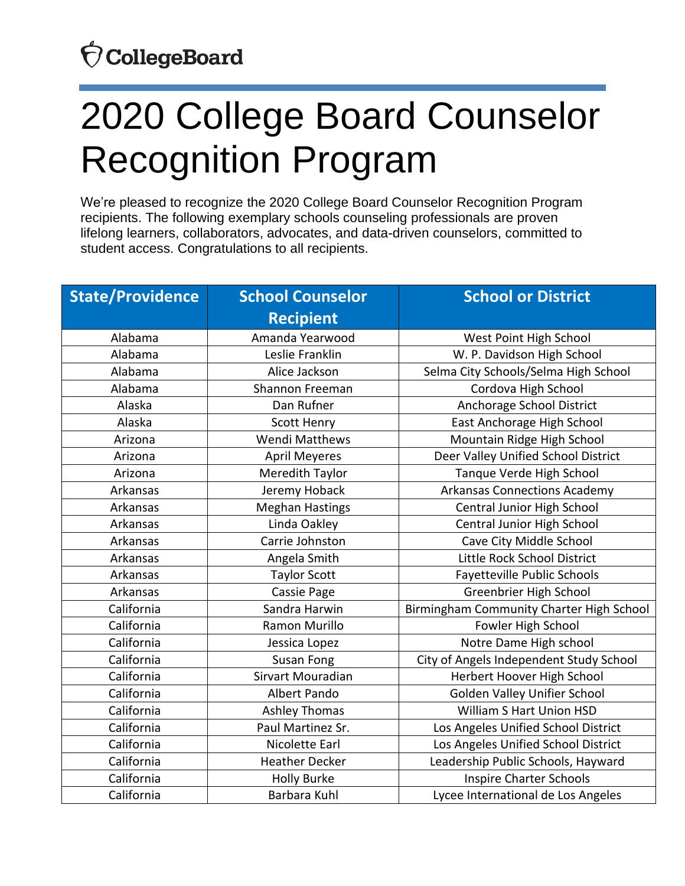CollegeBoard

# 2020 College Board Counselor Recognition Program

We're pleased to recognize the 2020 College Board Counselor Recognition Program recipients. The following exemplary schools counseling professionals are proven lifelong learners, collaborators, advocates, and data-driven counselors, committed to student access. Congratulations to all recipients.

| State/Providence | School Counselor Recipient | School or District |
|---|---|---|
| Alabama | Amanda Yearwood | West Point High School |
| Alabama | Leslie Franklin | W. P. Davidson High School |
| Alabama | Alice Jackson | Selma City Schools/Selma High School |
| Alabama | Shannon Freeman | Cordova High School |
| Alaska | Dan Rufner | Anchorage School District |
| Alaska | Scott Henry | East Anchorage High School |
| Arizona | Wendi Matthews | Mountain Ridge High School |
| Arizona | April Meyeres | Deer Valley Unified School District |
| Arizona | Meredith Taylor | Tanque Verde High School |
| Arkansas | Jeremy Hoback | Arkansas Connections Academy |
| Arkansas | Meghan Hastings | Central Junior High School |
| Arkansas | Linda Oakley | Central Junior High School |
| Arkansas | Carrie Johnston | Cave City Middle School |
| Arkansas | Angela Smith | Little Rock School District |
| Arkansas | Taylor Scott | Fayetteville Public Schools |
| Arkansas | Cassie Page | Greenbrier High School |
| California | Sandra Harwin | Birmingham Community Charter High School |
| California | Ramon Murillo | Fowler High School |
| California | Jessica Lopez | Notre Dame High school |
| California | Susan Fong | City of Angels Independent Study School |
| California | Sirvart Mouradian | Herbert Hoover High School |
| California | Albert Pando | Golden Valley Unifier School |
| California | Ashley Thomas | William S Hart Union HSD |
| California | Paul Martinez Sr. | Los Angeles Unified School District |
| California | Nicolette Earl | Los Angeles Unified School District |
| California | Heather Decker | Leadership Public Schools, Hayward |
| California | Holly Burke | Inspire Charter Schools |
| California | Barbara Kuhl | Lycee International de Los Angeles |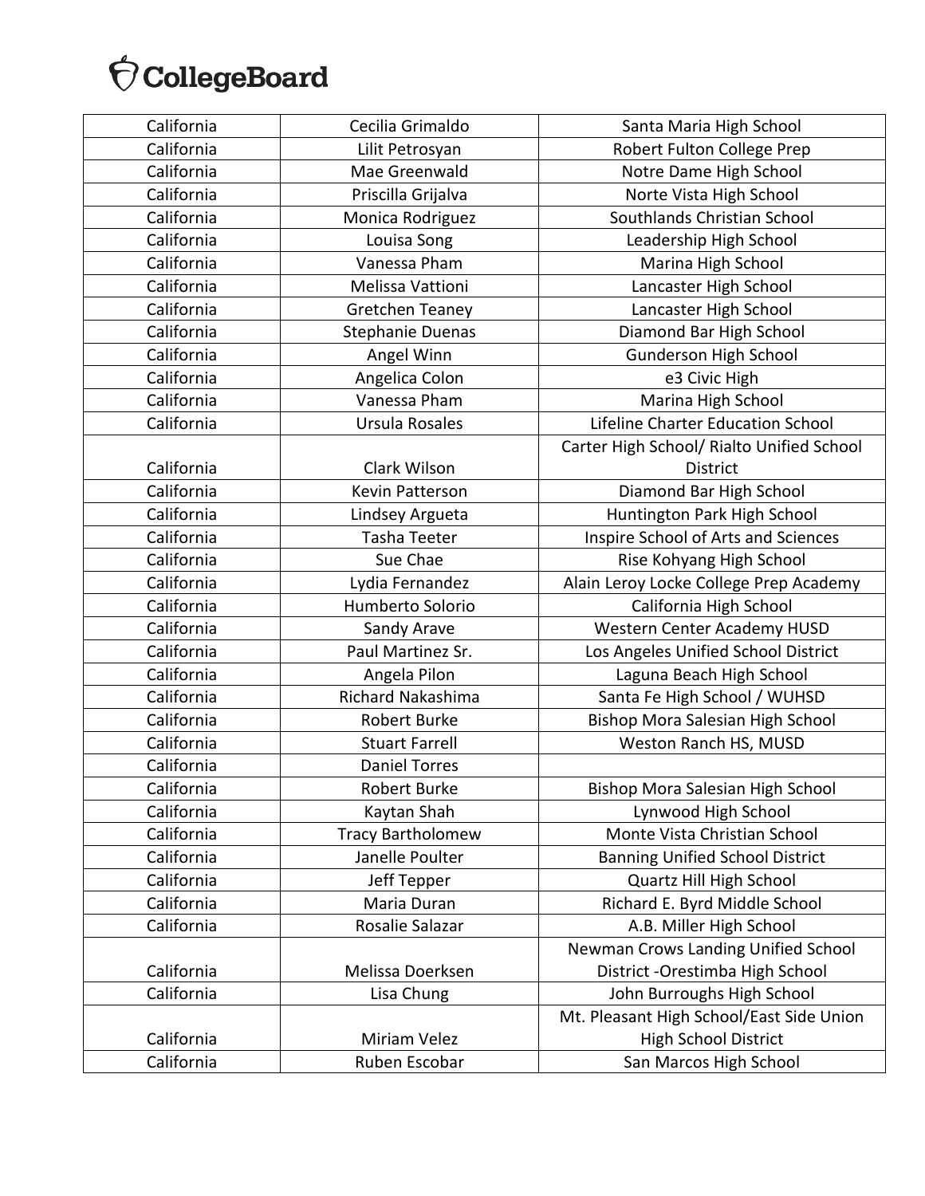| California | Cecilia Grimaldo | Santa Maria High School |
|---|---|---|
| California | Lilit Petrosyan | Robert Fulton College Prep |
| California | Mae Greenwald | Notre Dame High School |
| California | Priscilla Grijalva | Norte Vista High School |
| California | Monica Rodriguez | Southlands Christian School |
| California | Louisa Song | Leadership High School |
| California | Vanessa Pham | Marina High School |
| California | Melissa Vattioni | Lancaster High School |
| California | Gretchen Teaney | Lancaster High School |
| California | Stephanie Duenas | Diamond Bar High School |
| California | Angel Winn | Gunderson High School |
| California | Angelica Colon | e3 Civic High |
| California | Vanessa Pham | Marina High School |
| California | Ursula Rosales | Lifeline Charter Education School |
| California | Clark Wilson | Carter High School/ Rialto Unified School District |
| California | Kevin Patterson | Diamond Bar High School |
| California | Lindsey Argueta | Huntington Park High School |
| California | Tasha Teeter | Inspire School of Arts and Sciences |
| California | Sue Chae | Rise Kohyang High School |
| California | Lydia Fernandez | Alain Leroy Locke College Prep Academy |
| California | Humberto Solorio | California High School |
| California | Sandy Arave | Western Center Academy HUSD |
| California | Paul Martinez Sr. | Los Angeles Unified School District |
| California | Angela Pilon | Laguna Beach High School |
| California | Richard Nakashima | Santa Fe High School / WUHSD |
| California | Robert Burke | Bishop Mora Salesian High School |
| California | Stuart Farrell | Weston Ranch HS, MUSD |
| California | Daniel Torres | |
| California | Robert Burke | Bishop Mora Salesian High School |
| California | Kaytan Shah | Lynwood High School |
| California | Tracy Bartholomew | Monte Vista Christian School |
| California | Janelle Poulter | Banning Unified School District |
| California | Jeff Tepper | Quartz Hill High School |
| California | Maria Duran | Richard E. Byrd Middle School |
| California | Rosalie Salazar | A.B. Miller High School |
| California | Melissa Doerksen | Newman Crows Landing Unified School District -Orestimba High School |
| California | Lisa Chung | John Burroughs High School |
| California | Miriam Velez | Mt. Pleasant High School/East Side Union High School District |
| California | Ruben Escobar | San Marcos High School |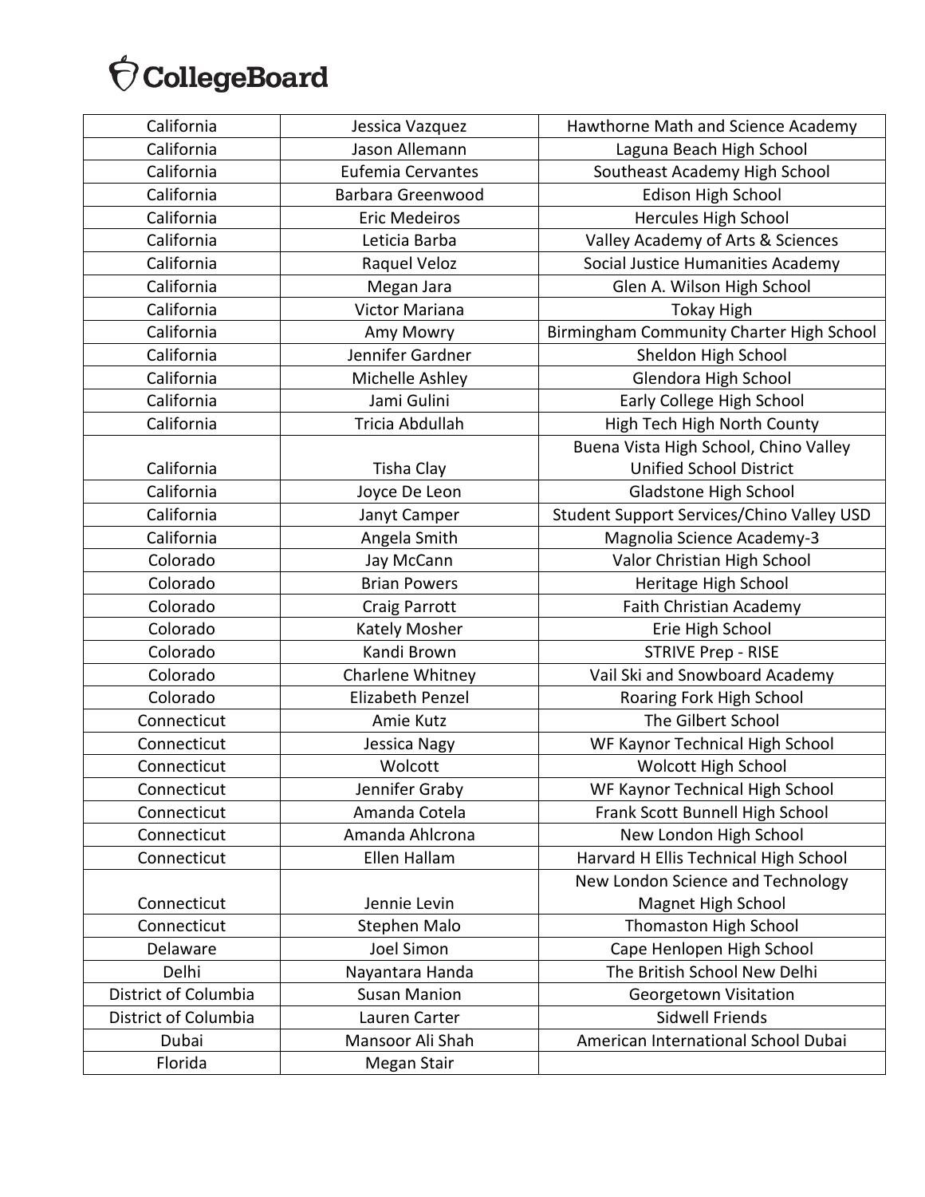| California | Jessica Vazquez | Hawthorne Math and Science Academy |
|---|---|---|
| California | Jason Allemann | Laguna Beach High School |
| California | Eufemia Cervantes | Southeast Academy High School |
| California | Barbara Greenwood | Edison High School |
| California | Eric Medeiros | Hercules High School |
| California | Leticia Barba | Valley Academy of Arts & Sciences |
| California | Raquel Veloz | Social Justice Humanities Academy |
| California | Megan Jara | Glen A. Wilson High School |
| California | Victor Mariana | Tokay High |
| California | Amy Mowry | Birmingham Community Charter High School |
| California | Jennifer Gardner | Sheldon High School |
| California | Michelle Ashley | Glendora High School |
| California | Jami Gulini | Early College High School |
| California | Tricia Abdullah | High Tech High North County |
| California | Tisha Clay | Buena Vista High School, Chino Valley Unified School District |
| California | Joyce De Leon | Gladstone High School |
| California | Janyt Camper | Student Support Services/Chino Valley USD |
| California | Angela Smith | Magnolia Science Academy-3 |
| Colorado | Jay McCann | Valor Christian High School |
| Colorado | Brian Powers | Heritage High School |
| Colorado | Craig Parrott | Faith Christian Academy |
| Colorado | Kately Mosher | Erie High School |
| Colorado | Kandi Brown | STRIVE Prep - RISE |
| Colorado | Charlene Whitney | Vail Ski and Snowboard Academy |
| Colorado | Elizabeth Penzel | Roaring Fork High School |
| Connecticut | Amie Kutz | The Gilbert School |
| Connecticut | Jessica Nagy | WF Kaynor Technical High School |
| Connecticut | Wolcott | Wolcott High School |
| Connecticut | Jennifer Graby | WF Kaynor Technical High School |
| Connecticut | Amanda Cotela | Frank Scott Bunnell High School |
| Connecticut | Amanda Ahlcrona | New London High School |
| Connecticut | Ellen Hallam | Harvard H Ellis Technical High School |
| Connecticut | Jennie Levin | New London Science and Technology Magnet High School |
| Connecticut | Stephen Malo | Thomaston High School |
| Delaware | Joel Simon | Cape Henlopen High School |
| Delhi | Nayantara Handa | The British School New Delhi |
| District of Columbia | Susan Manion | Georgetown Visitation |
| District of Columbia | Lauren Carter | Sidwell Friends |
| Dubai | Mansoor Ali Shah | American International School Dubai |
| Florida | Megan Stair | |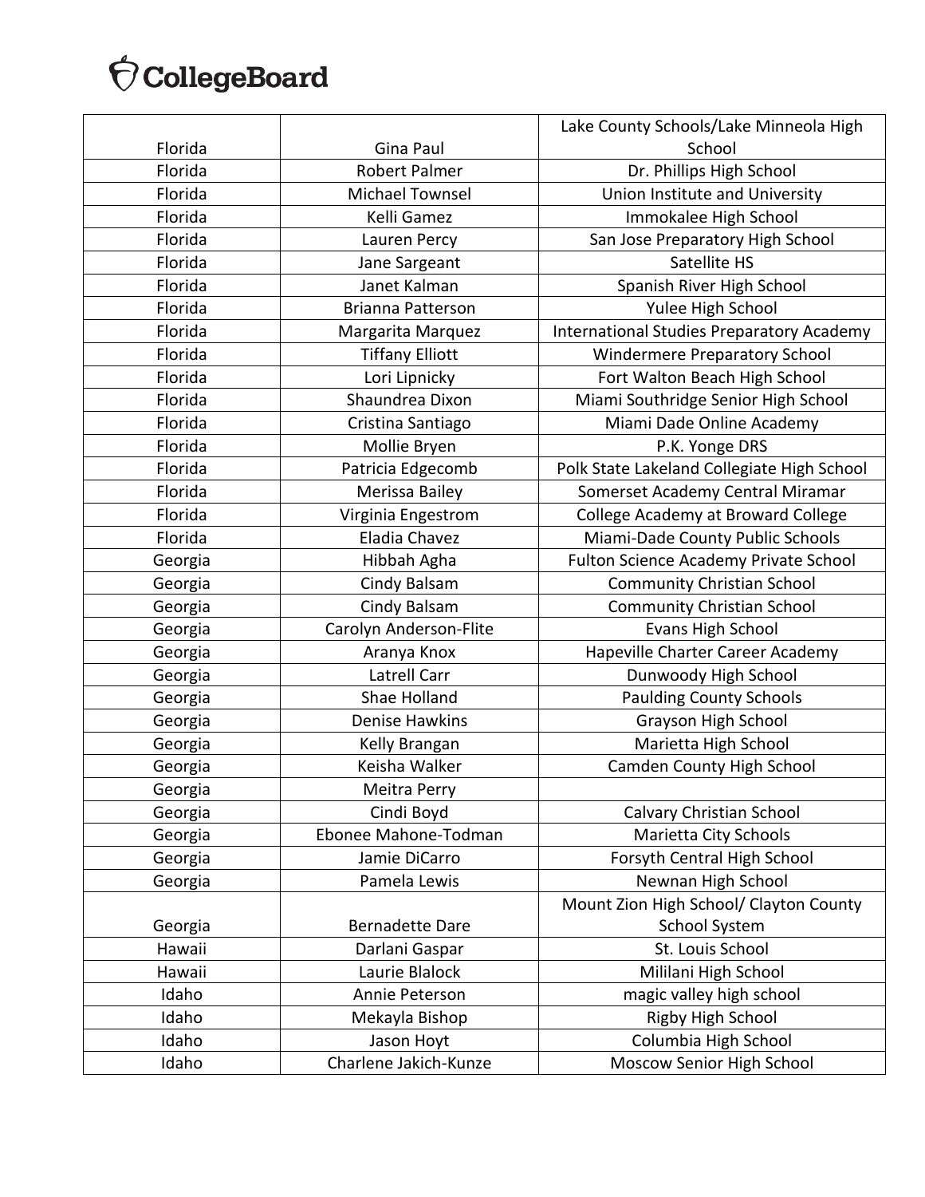| | | |
|---|---|---|
| Florida | Gina Paul | Lake County Schools/Lake Minneola High School |
| Florida | Robert Palmer | Dr. Phillips High School |
| Florida | Michael Townsel | Union Institute and University |
| Florida | Kelli Gamez | Immokalee High School |
| Florida | Lauren Percy | San Jose Preparatory High School |
| Florida | Jane Sargeant | Satellite HS |
| Florida | Janet Kalman | Spanish River High School |
| Florida | Brianna Patterson | Yulee High School |
| Florida | Margarita Marquez | International Studies Preparatory Academy |
| Florida | Tiffany Elliott | Windermere Preparatory School |
| Florida | Lori Lipnicky | Fort Walton Beach High School |
| Florida | Shaundrea Dixon | Miami Southridge Senior High School |
| Florida | Cristina Santiago | Miami Dade Online Academy |
| Florida | Mollie Bryen | P.K. Yonge DRS |
| Florida | Patricia Edgecomb | Polk State Lakeland Collegiate High School |
| Florida | Merissa Bailey | Somerset Academy Central Miramar |
| Florida | Virginia Engestrom | College Academy at Broward College |
| Florida | Eladia Chavez | Miami-Dade County Public Schools |
| Georgia | Hibbah Agha | Fulton Science Academy Private School |
| Georgia | Cindy Balsam | Community Christian School |
| Georgia | Cindy Balsam | Community Christian School |
| Georgia | Carolyn Anderson-Flite | Evans High School |
| Georgia | Aranya Knox | Hapeville Charter Career Academy |
| Georgia | Latrell Carr | Dunwoody High School |
| Georgia | Shae Holland | Paulding County Schools |
| Georgia | Denise Hawkins | Grayson High School |
| Georgia | Kelly Brangan | Marietta High School |
| Georgia | Keisha Walker | Camden County High School |
| Georgia | Meitra Perry | |
| Georgia | Cindi Boyd | Calvary Christian School |
| Georgia | Ebonee Mahone-Todman | Marietta City Schools |
| Georgia | Jamie DiCarro | Forsyth Central High School |
| Georgia | Pamela Lewis | Newnan High School |
| Georgia | Bernadette Dare | Mount Zion High School/ Clayton County School System |
| Hawaii | Darlani Gaspar | St. Louis School |
| Hawaii | Laurie Blalock | Mililani High School |
| Idaho | Annie Peterson | magic valley high school |
| Idaho | Mekayla Bishop | Rigby High School |
| Idaho | Jason Hoyt | Columbia High School |
| Idaho | Charlene Jakich-Kunze | Moscow Senior High School |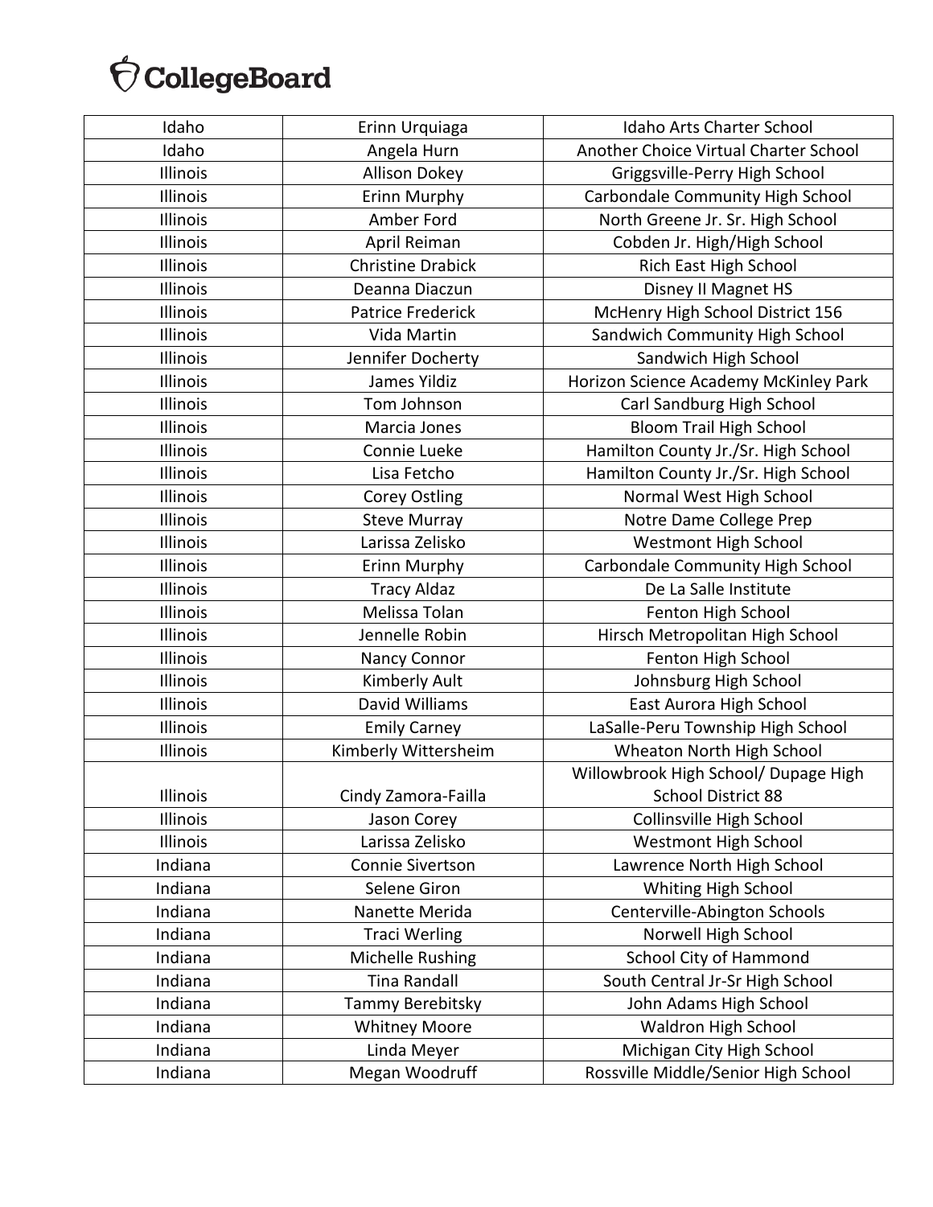| Idaho | Erinn Urquiaga | Idaho Arts Charter School |
|---|---|---|
| Idaho | Angela Hurn | Another Choice Virtual Charter School |
| Illinois | Allison Dokey | Griggsville-Perry High School |
| Illinois | Erinn Murphy | Carbondale Community High School |
| Illinois | Amber Ford | North Greene Jr. Sr. High School |
| Illinois | April Reiman | Cobden Jr. High/High School |
| Illinois | Christine Drabick | Rich East High School |
| Illinois | Deanna Diaczun | Disney II Magnet HS |
| Illinois | Patrice Frederick | McHenry High School District 156 |
| Illinois | Vida Martin | Sandwich Community High School |
| Illinois | Jennifer Docherty | Sandwich High School |
| Illinois | James Yildiz | Horizon Science Academy McKinley Park |
| Illinois | Tom Johnson | Carl Sandburg High School |
| Illinois | Marcia Jones | Bloom Trail High School |
| Illinois | Connie Lueke | Hamilton County Jr./Sr. High School |
| Illinois | Lisa Fetcho | Hamilton County Jr./Sr. High School |
| Illinois | Corey Ostling | Normal West High School |
| Illinois | Steve Murray | Notre Dame College Prep |
| Illinois | Larissa Zelisko | Westmont High School |
| Illinois | Erinn Murphy | Carbondale Community High School |
| Illinois | Tracy Aldaz | De La Salle Institute |
| Illinois | Melissa Tolan | Fenton High School |
| Illinois | Jennelle Robin | Hirsch Metropolitan High School |
| Illinois | Nancy Connor | Fenton High School |
| Illinois | Kimberly Ault | Johnsburg High School |
| Illinois | David Williams | East Aurora High School |
| Illinois | Emily Carney | LaSalle-Peru Township High School |
| Illinois | Kimberly Wittersheim | Wheaton North High School |
| Illinois | Cindy Zamora-Failla | Willowbrook High School/ Dupage High School District 88 |
| Illinois | Jason Corey | Collinsville High School |
| Illinois | Larissa Zelisko | Westmont High School |
| Indiana | Connie Sivertson | Lawrence North High School |
| Indiana | Selene Giron | Whiting High School |
| Indiana | Nanette Merida | Centerville-Abington Schools |
| Indiana | Traci Werling | Norwell High School |
| Indiana | Michelle Rushing | School City of Hammond |
| Indiana | Tina Randall | South Central Jr-Sr High School |
| Indiana | Tammy Berebitsky | John Adams High School |
| Indiana | Whitney Moore | Waldron High School |
| Indiana | Linda Meyer | Michigan City High School |
| Indiana | Megan Woodruff | Rossville Middle/Senior High School |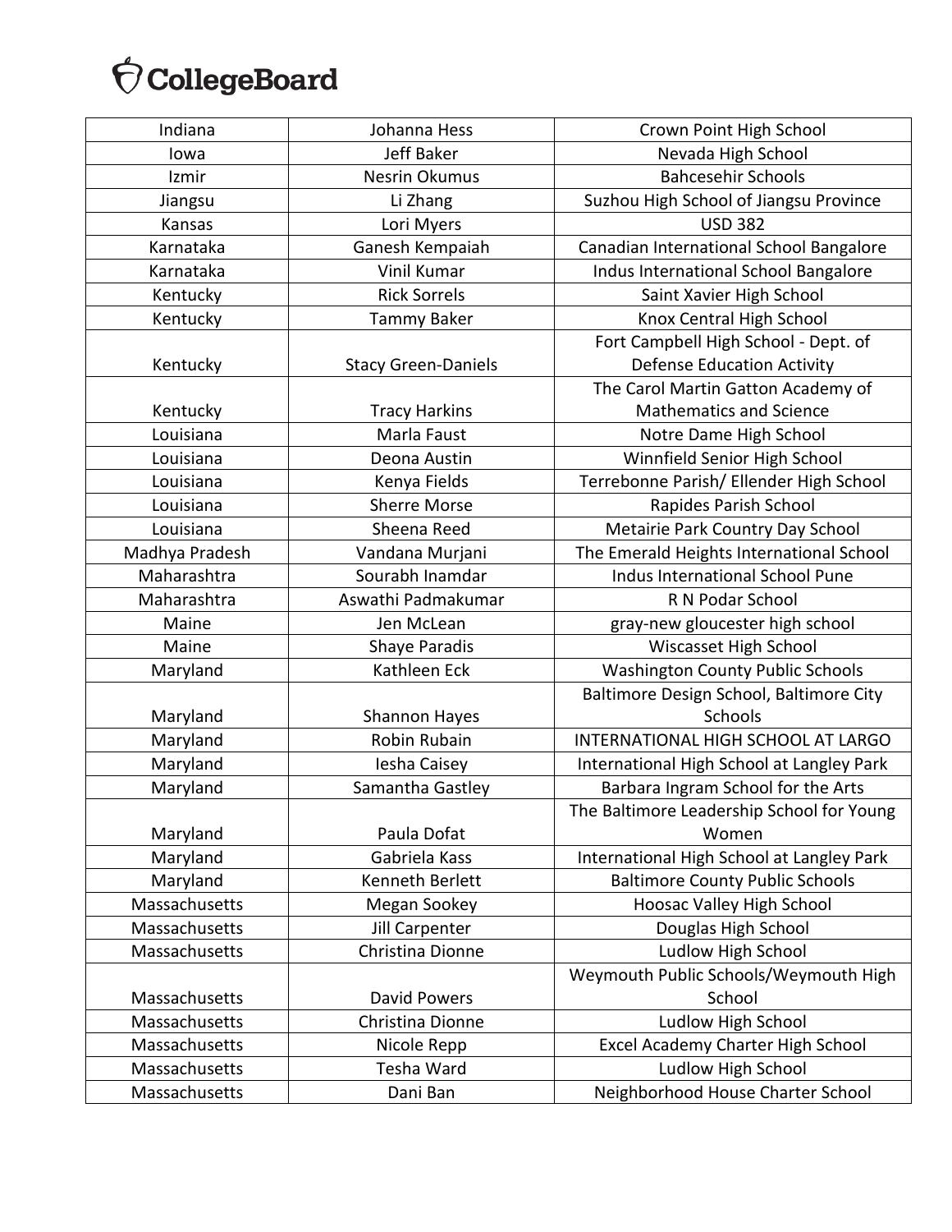| Indiana | Johanna Hess | Crown Point High School |
|---|---|---|
| Iowa | Jeff Baker | Nevada High School |
| Izmir | Nesrin Okumus | Bahcesehir Schools |
| Jiangsu | Li Zhang | Suzhou High School of Jiangsu Province |
| Kansas | Lori Myers | USD 382 |
| Karnataka | Ganesh Kempaiah | Canadian International School Bangalore |
| Karnataka | Vinil Kumar | Indus International School Bangalore |
| Kentucky | Rick Sorrels | Saint Xavier High School |
| Kentucky | Tammy Baker | Knox Central High School |
| Kentucky | Stacy Green-Daniels | Fort Campbell High School - Dept. of Defense Education Activity |
| Kentucky | Tracy Harkins | The Carol Martin Gatton Academy of Mathematics and Science |
| Louisiana | Marla Faust | Notre Dame High School |
| Louisiana | Deona Austin | Winnfield Senior High School |
| Louisiana | Kenya Fields | Terrebonne Parish/ Ellender High School |
| Louisiana | Sherre Morse | Rapides Parish School |
| Louisiana | Sheena Reed | Metairie Park Country Day School |
| Madhya Pradesh | Vandana Murjani | The Emerald Heights International School |
| Maharashtra | Sourabh Inamdar | Indus International School Pune |
| Maharashtra | Aswathi Padmakumar | R N Podar School |
| Maine | Jen McLean | gray-new gloucester high school |
| Maine | Shaye Paradis | Wiscasset High School |
| Maryland | Kathleen Eck | Washington County Public Schools |
| Maryland | Shannon Hayes | Baltimore Design School, Baltimore City Schools |
| Maryland | Robin Rubain | INTERNATIONAL HIGH SCHOOL AT LARGO |
| Maryland | Iesha Caisey | International High School at Langley Park |
| Maryland | Samantha Gastley | Barbara Ingram School for the Arts |
| Maryland | Paula Dofat | The Baltimore Leadership School for Young Women |
| Maryland | Gabriela Kass | International High School at Langley Park |
| Maryland | Kenneth Berlett | Baltimore County Public Schools |
| Massachusetts | Megan Sookey | Hoosac Valley High School |
| Massachusetts | Jill Carpenter | Douglas High School |
| Massachusetts | Christina Dionne | Ludlow High School |
| Massachusetts | David Powers | Weymouth Public Schools/Weymouth High School |
| Massachusetts | Christina Dionne | Ludlow High School |
| Massachusetts | Nicole Repp | Excel Academy Charter High School |
| Massachusetts | Tesha Ward | Ludlow High School |
| Massachusetts | Dani Ban | Neighborhood House Charter School |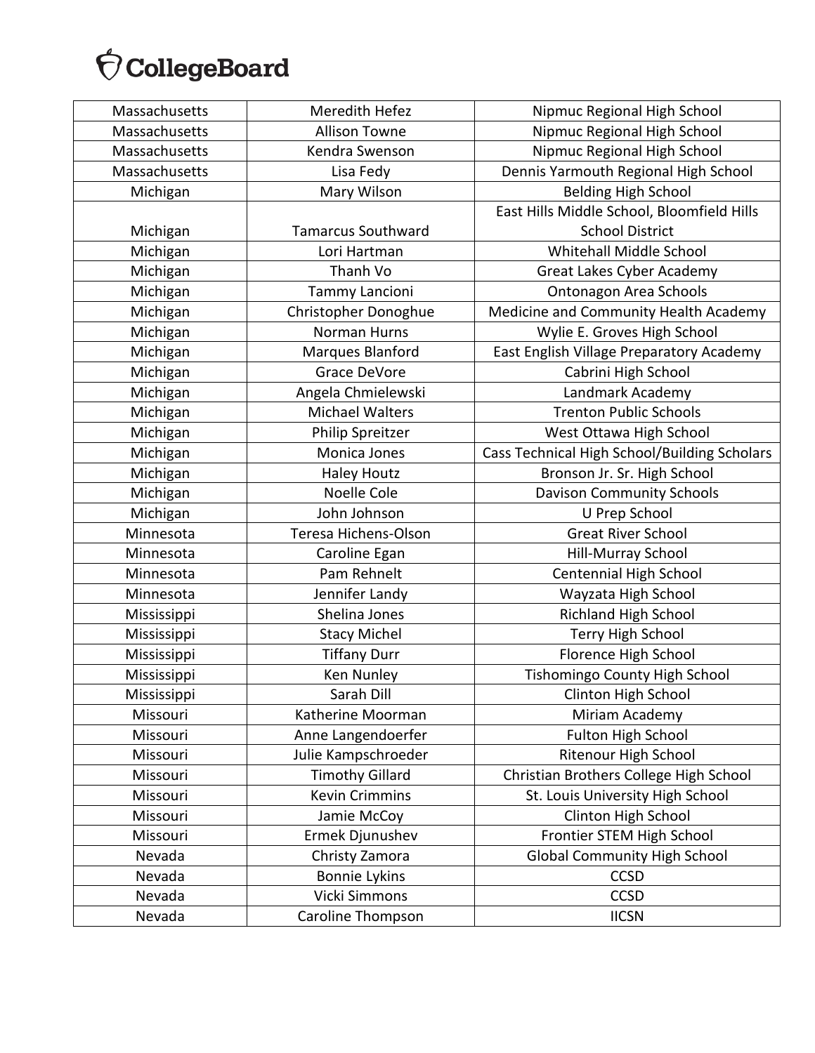| | | |
|---|---|---|
| Massachusetts | Meredith Hefez | Nipmuc Regional High School |
| Massachusetts | Allison Towne | Nipmuc Regional High School |
| Massachusetts | Kendra Swenson | Nipmuc Regional High School |
| Massachusetts | Lisa Fedy | Dennis Yarmouth Regional High School |
| Michigan | Mary Wilson | Belding High School |
| Michigan | Tamarcus Southward | East Hills Middle School, Bloomfield Hills School District |
| Michigan | Lori Hartman | Whitehall Middle School |
| Michigan | Thanh Vo | Great Lakes Cyber Academy |
| Michigan | Tammy Lancioni | Ontonagon Area Schools |
| Michigan | Christopher Donoghue | Medicine and Community Health Academy |
| Michigan | Norman Hurns | Wylie E. Groves High School |
| Michigan | Marques Blanford | East English Village Preparatory Academy |
| Michigan | Grace DeVore | Cabrini High School |
| Michigan | Angela Chmielewski | Landmark Academy |
| Michigan | Michael Walters | Trenton Public Schools |
| Michigan | Philip Spreitzer | West Ottawa High School |
| Michigan | Monica Jones | Cass Technical High School/Building Scholars |
| Michigan | Haley Houtz | Bronson Jr. Sr. High School |
| Michigan | Noelle Cole | Davison Community Schools |
| Michigan | John Johnson | U Prep School |
| Minnesota | Teresa Hichens-Olson | Great River School |
| Minnesota | Caroline Egan | Hill-Murray School |
| Minnesota | Pam Rehnelt | Centennial High School |
| Minnesota | Jennifer Landy | Wayzata High School |
| Mississippi | Shelina Jones | Richland High School |
| Mississippi | Stacy Michel | Terry High School |
| Mississippi | Tiffany Durr | Florence High School |
| Mississippi | Ken Nunley | Tishomingo County High School |
| Mississippi | Sarah Dill | Clinton High School |
| Missouri | Katherine Moorman | Miriam Academy |
| Missouri | Anne Langendoerfer | Fulton High School |
| Missouri | Julie Kampschroeder | Ritenour High School |
| Missouri | Timothy Gillard | Christian Brothers College High School |
| Missouri | Kevin Crimmins | St. Louis University High School |
| Missouri | Jamie McCoy | Clinton High School |
| Missouri | Ermek Djunushev | Frontier STEM High School |
| Nevada | Christy Zamora | Global Community High School |
| Nevada | Bonnie Lykins | CCSD |
| Nevada | Vicki Simmons | CCSD |
| Nevada | Caroline Thompson | IICSN |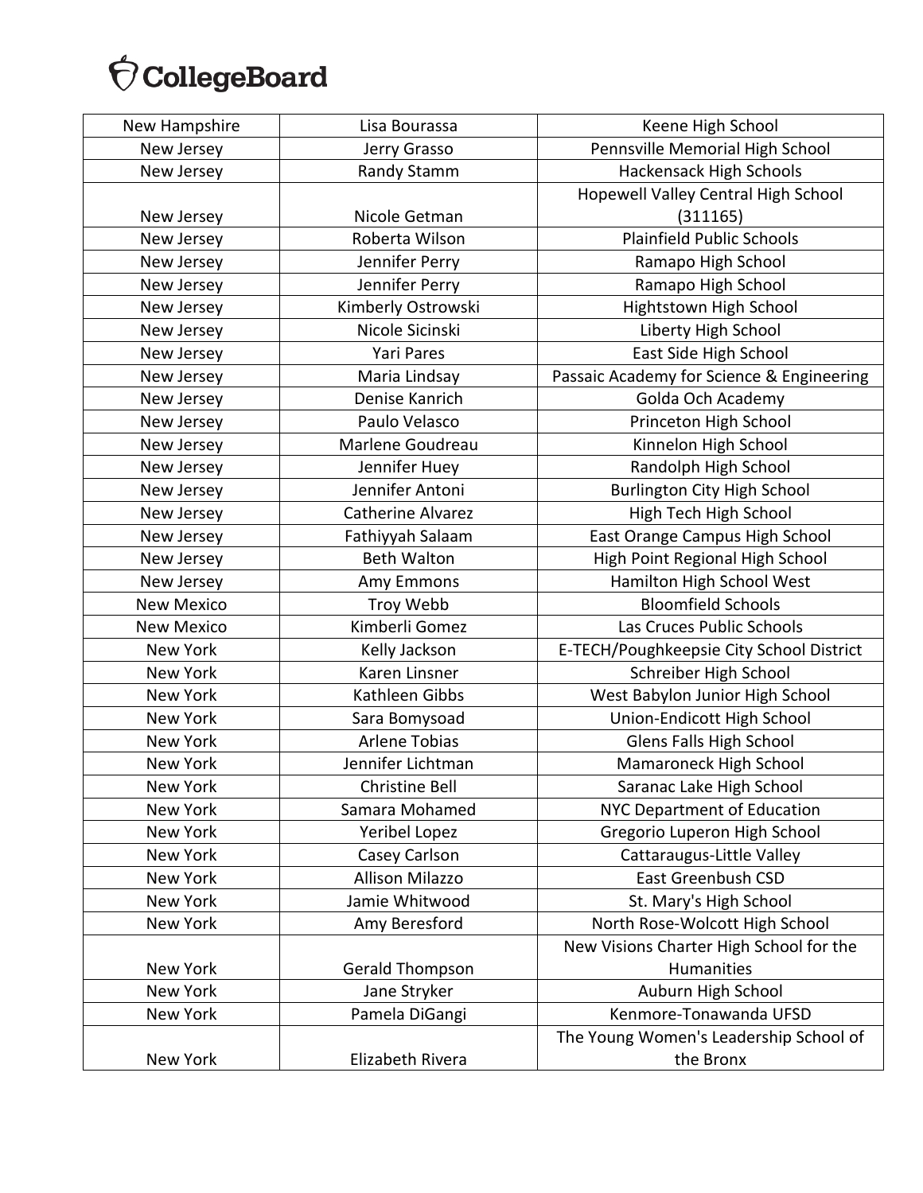| New Hampshire | Lisa Bourassa | Keene High School |
|---|---|---|
| New Jersey | Jerry Grasso | Pennsville Memorial High School |
| New Jersey | Randy Stamm | Hackensack High Schools |
| New Jersey | Nicole Getman | Hopewell Valley Central High School (311165) |
| New Jersey | Roberta Wilson | Plainfield Public Schools |
| New Jersey | Jennifer Perry | Ramapo High School |
| New Jersey | Jennifer Perry | Ramapo High School |
| New Jersey | Kimberly Ostrowski | Hightstown High School |
| New Jersey | Nicole Sicinski | Liberty High School |
| New Jersey | Yari Pares | East Side High School |
| New Jersey | Maria Lindsay | Passaic Academy for Science & Engineering |
| New Jersey | Denise Kanrich | Golda Och Academy |
| New Jersey | Paulo Velasco | Princeton High School |
| New Jersey | Marlene Goudreau | Kinnelon High School |
| New Jersey | Jennifer Huey | Randolph High School |
| New Jersey | Jennifer Antoni | Burlington City High School |
| New Jersey | Catherine Alvarez | High Tech High School |
| New Jersey | Fathiyyah Salaam | East Orange Campus High School |
| New Jersey | Beth Walton | High Point Regional High School |
| New Jersey | Amy Emmons | Hamilton High School West |
| New Mexico | Troy Webb | Bloomfield Schools |
| New Mexico | Kimberli Gomez | Las Cruces Public Schools |
| New York | Kelly Jackson | E-TECH/Poughkeepsie City School District |
| New York | Karen Linsner | Schreiber High School |
| New York | Kathleen Gibbs | West Babylon Junior High School |
| New York | Sara Bomysoad | Union-Endicott High School |
| New York | Arlene Tobias | Glens Falls High School |
| New York | Jennifer Lichtman | Mamaroneck High School |
| New York | Christine Bell | Saranac Lake High School |
| New York | Samara Mohamed | NYC Department of Education |
| New York | Yeribel Lopez | Gregorio Luperon High School |
| New York | Casey Carlson | Cattaraugus-Little Valley |
| New York | Allison Milazzo | East Greenbush CSD |
| New York | Jamie Whitwood | St. Mary's High School |
| New York | Amy Beresford | North Rose-Wolcott High School |
| New York | Gerald Thompson | New Visions Charter High School for the Humanities |
| New York | Jane Stryker | Auburn High School |
| New York | Pamela DiGangi | Kenmore-Tonawanda UFSD |
| New York | Elizabeth Rivera | The Young Women's Leadership School of the Bronx |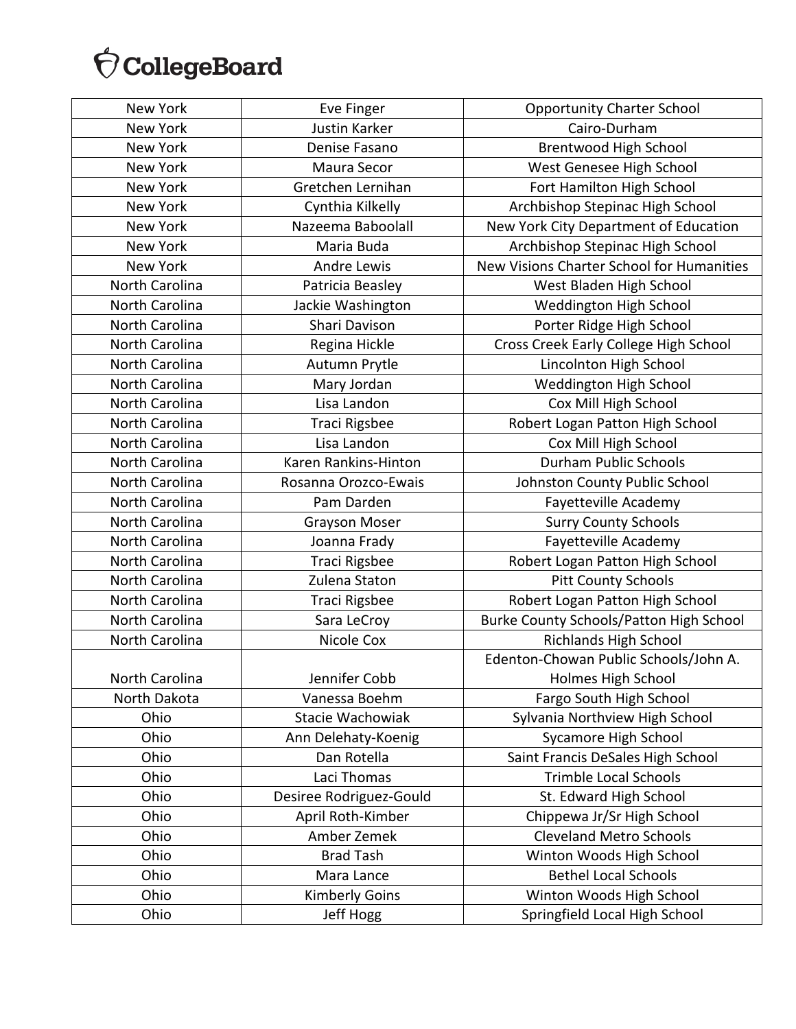| New York | Eve Finger | Opportunity Charter School |
|---|---|---|
| New York | Justin Karker | Cairo-Durham |
| New York | Denise Fasano | Brentwood High School |
| New York | Maura Secor | West Genesee High School |
| New York | Gretchen Lernihan | Fort Hamilton High School |
| New York | Cynthia Kilkelly | Archbishop Stepinac High School |
| New York | Nazeema Baboolall | New York City Department of Education |
| New York | Maria Buda | Archbishop Stepinac High School |
| New York | Andre Lewis | New Visions Charter School for Humanities |
| North Carolina | Patricia Beasley | West Bladen High School |
| North Carolina | Jackie Washington | Weddington High School |
| North Carolina | Shari Davison | Porter Ridge High School |
| North Carolina | Regina Hickle | Cross Creek Early College High School |
| North Carolina | Autumn Prytle | Lincolnton High School |
| North Carolina | Mary Jordan | Weddington High School |
| North Carolina | Lisa Landon | Cox Mill High School |
| North Carolina | Traci Rigsbee | Robert Logan Patton High School |
| North Carolina | Lisa Landon | Cox Mill High School |
| North Carolina | Karen Rankins-Hinton | Durham Public Schools |
| North Carolina | Rosanna Orozco-Ewais | Johnston County Public School |
| North Carolina | Pam Darden | Fayetteville Academy |
| North Carolina | Grayson Moser | Surry County Schools |
| North Carolina | Joanna Frady | Fayetteville Academy |
| North Carolina | Traci Rigsbee | Robert Logan Patton High School |
| North Carolina | Zulena Staton | Pitt County Schools |
| North Carolina | Traci Rigsbee | Robert Logan Patton High School |
| North Carolina | Sara LeCroy | Burke County Schools/Patton High School |
| North Carolina | Nicole Cox | Richlands High School |
| North Carolina | Jennifer Cobb | Edenton-Chowan Public Schools/John A. Holmes High School |
| North Dakota | Vanessa Boehm | Fargo South High School |
| Ohio | Stacie Wachowiak | Sylvania Northview High School |
| Ohio | Ann Delehaty-Koenig | Sycamore High School |
| Ohio | Dan Rotella | Saint Francis DeSales High School |
| Ohio | Laci Thomas | Trimble Local Schools |
| Ohio | Desiree Rodriguez-Gould | St. Edward High School |
| Ohio | April Roth-Kimber | Chippewa Jr/Sr High School |
| Ohio | Amber Zemek | Cleveland Metro Schools |
| Ohio | Brad Tash | Winton Woods High School |
| Ohio | Mara Lance | Bethel Local Schools |
| Ohio | Kimberly Goins | Winton Woods High School |
| Ohio | Jeff Hogg | Springfield Local High School |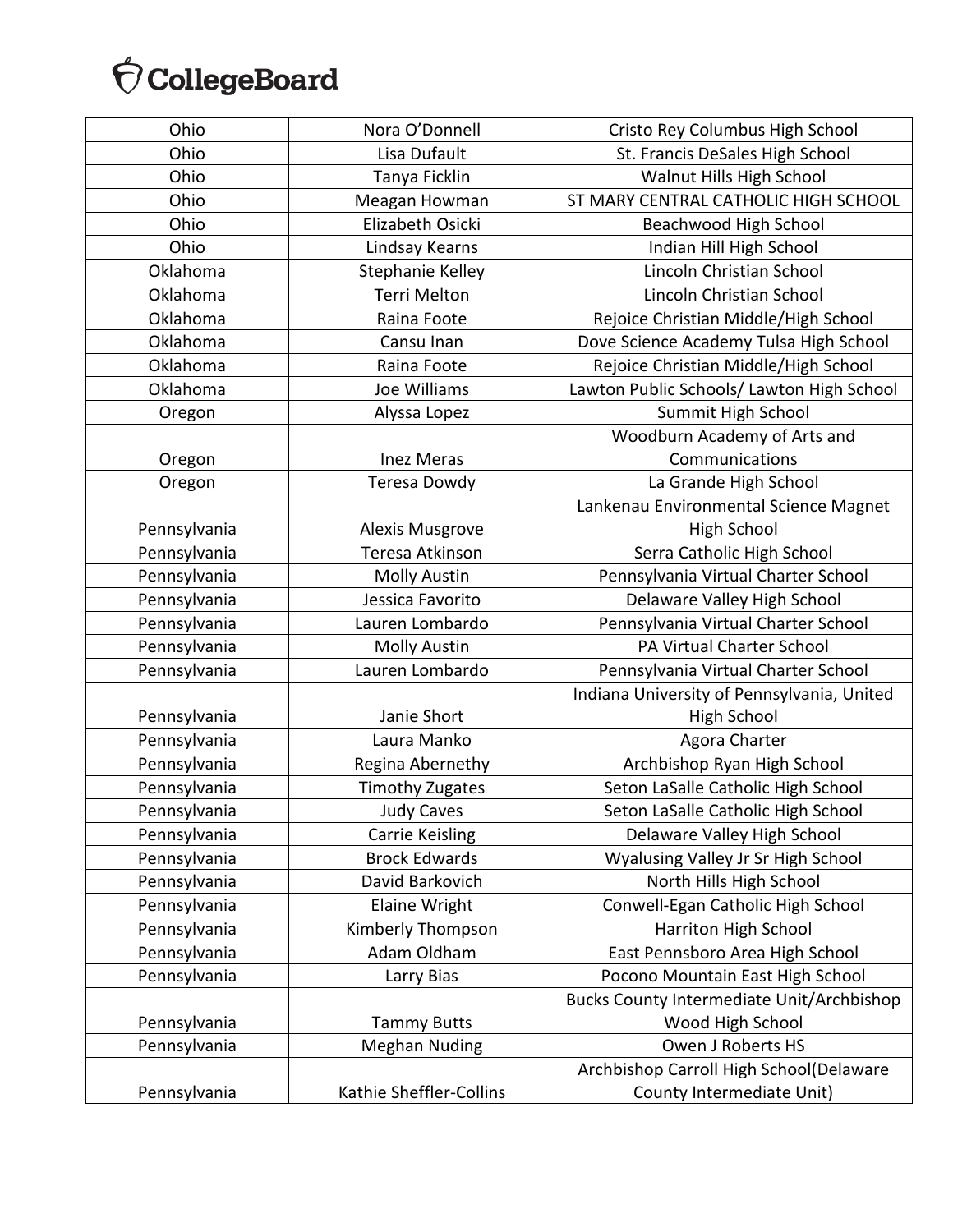| Ohio | Nora O’Donnell | Cristo Rey Columbus High School |
|---|---|---|
| Ohio | Lisa Dufault | St. Francis DeSales High School |
| Ohio | Tanya Ficklin | Walnut Hills High School |
| Ohio | Meagan Howman | ST MARY CENTRAL CATHOLIC HIGH SCHOOL |
| Ohio | Elizabeth Osicki | Beachwood High School |
| Ohio | Lindsay Kearns | Indian Hill High School |
| Oklahoma | Stephanie Kelley | Lincoln Christian School |
| Oklahoma | Terri Melton | Lincoln Christian School |
| Oklahoma | Raina Foote | Rejoice Christian Middle/High School |
| Oklahoma | Cansu Inan | Dove Science Academy Tulsa High School |
| Oklahoma | Raina Foote | Rejoice Christian Middle/High School |
| Oklahoma | Joe Williams | Lawton Public Schools/ Lawton High School |
| Oregon | Alyssa Lopez | Summit High School |
| Oregon | Inez Meras | Woodburn Academy of Arts and Communications |
| Oregon | Teresa Dowdy | La Grande High School |
| Pennsylvania | Alexis Musgrove | Lankenau Environmental Science Magnet High School |
| Pennsylvania | Teresa Atkinson | Serra Catholic High School |
| Pennsylvania | Molly Austin | Pennsylvania Virtual Charter School |
| Pennsylvania | Jessica Favorito | Delaware Valley High School |
| Pennsylvania | Lauren Lombardo | Pennsylvania Virtual Charter School |
| Pennsylvania | Molly Austin | PA Virtual Charter School |
| Pennsylvania | Lauren Lombardo | Pennsylvania Virtual Charter School |
| Pennsylvania | Janie Short | Indiana University of Pennsylvania, United High School |
| Pennsylvania | Laura Manko | Agora Charter |
| Pennsylvania | Regina Abernethy | Archbishop Ryan High School |
| Pennsylvania | Timothy Zugates | Seton LaSalle Catholic High School |
| Pennsylvania | Judy Caves | Seton LaSalle Catholic High School |
| Pennsylvania | Carrie Keisling | Delaware Valley High School |
| Pennsylvania | Brock Edwards | Wyalusing Valley Jr Sr High School |
| Pennsylvania | David Barkovich | North Hills High School |
| Pennsylvania | Elaine Wright | Conwell-Egan Catholic High School |
| Pennsylvania | Kimberly Thompson | Harriton High School |
| Pennsylvania | Adam Oldham | East Pennsboro Area High School |
| Pennsylvania | Larry Bias | Pocono Mountain East High School |
| Pennsylvania | Tammy Butts | Bucks County Intermediate Unit/Archbishop Wood High School |
| Pennsylvania | Meghan Nuding | Owen J Roberts HS |
| Pennsylvania | Kathie Sheffler-Collins | Archbishop Carroll High School(Delaware County Intermediate Unit) |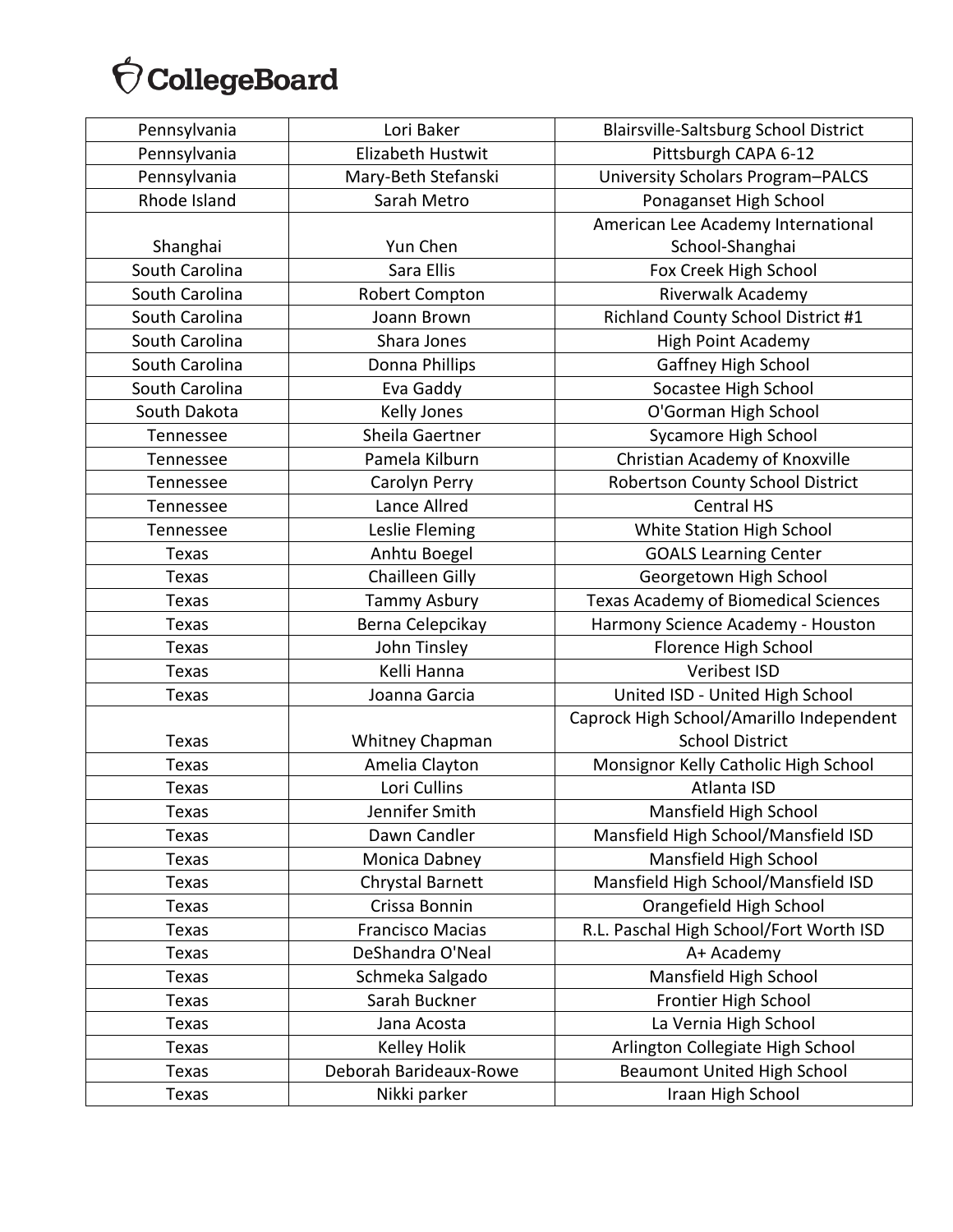| Pennsylvania | Lori Baker | Blairsville-Saltsburg School District |
|---|---|---|
| Pennsylvania | Elizabeth Hustwit | Pittsburgh CAPA 6-12 |
| Pennsylvania | Mary-Beth Stefanski | University Scholars Program–PALCS |
| Rhode Island | Sarah Metro | Ponaganset High School |
| Shanghai | Yun Chen | American Lee Academy International School-Shanghai |
| South Carolina | Sara Ellis | Fox Creek High School |
| South Carolina | Robert Compton | Riverwalk Academy |
| South Carolina | Joann Brown | Richland County School District #1 |
| South Carolina | Shara Jones | High Point Academy |
| South Carolina | Donna Phillips | Gaffney High School |
| South Carolina | Eva Gaddy | Socastee High School |
| South Dakota | Kelly Jones | O'Gorman High School |
| Tennessee | Sheila Gaertner | Sycamore High School |
| Tennessee | Pamela Kilburn | Christian Academy of Knoxville |
| Tennessee | Carolyn Perry | Robertson County School District |
| Tennessee | Lance Allred | Central HS |
| Tennessee | Leslie Fleming | White Station High School |
| Texas | Anhtu Boegel | GOALS Learning Center |
| Texas | Chailleen Gilly | Georgetown High School |
| Texas | Tammy Asbury | Texas Academy of Biomedical Sciences |
| Texas | Berna Celepcikay | Harmony Science Academy - Houston |
| Texas | John Tinsley | Florence High School |
| Texas | Kelli Hanna | Veribest ISD |
| Texas | Joanna Garcia | United ISD - United High School |
| Texas | Whitney Chapman | Caprock High School/Amarillo Independent School District |
| Texas | Amelia Clayton | Monsignor Kelly Catholic High School |
| Texas | Lori Cullins | Atlanta ISD |
| Texas | Jennifer Smith | Mansfield High School |
| Texas | Dawn Candler | Mansfield High School/Mansfield ISD |
| Texas | Monica Dabney | Mansfield High School |
| Texas | Chrystal Barnett | Mansfield High School/Mansfield ISD |
| Texas | Crissa Bonnin | Orangefield High School |
| Texas | Francisco Macias | R.L. Paschal High School/Fort Worth ISD |
| Texas | DeShandra O'Neal | A+ Academy |
| Texas | Schmeka Salgado | Mansfield High School |
| Texas | Sarah Buckner | Frontier High School |
| Texas | Jana Acosta | La Vernia High School |
| Texas | Kelley Holik | Arlington Collegiate High School |
| Texas | Deborah Barideaux-Rowe | Beaumont United High School |
| Texas | Nikki parker | Iraan High School |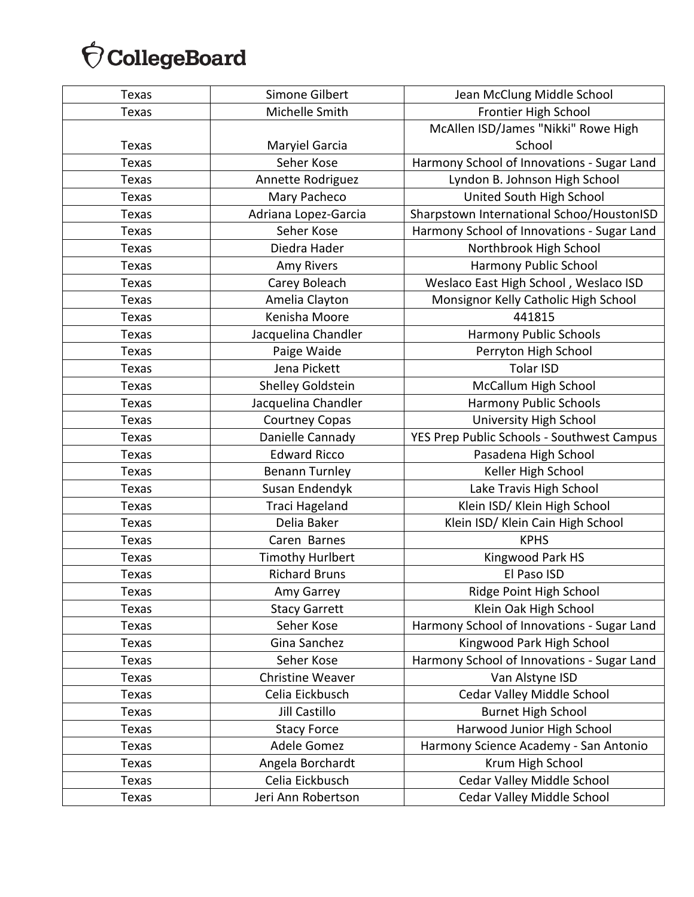| Texas | Simone Gilbert | Jean McClung Middle School |
|---|---|---|
| Texas | Michelle Smith | Frontier High School |
| Texas | Maryiel Garcia | McAllen ISD/James "Nikki" Rowe High School |
| Texas | Seher Kose | Harmony School of Innovations - Sugar Land |
| Texas | Annette Rodriguez | Lyndon B. Johnson High School |
| Texas | Mary Pacheco | United South High School |
| Texas | Adriana Lopez-Garcia | Sharpstown International Schoo/HoustonISD |
| Texas | Seher Kose | Harmony School of Innovations - Sugar Land |
| Texas | Diedra Hader | Northbrook High School |
| Texas | Amy Rivers | Harmony Public School |
| Texas | Carey Boleach | Weslaco East High School , Weslaco ISD |
| Texas | Amelia Clayton | Monsignor Kelly Catholic High School |
| Texas | Kenisha Moore | 441815 |
| Texas | Jacquelina Chandler | Harmony Public Schools |
| Texas | Paige Waide | Perryton High School |
| Texas | Jena Pickett | Tolar ISD |
| Texas | Shelley Goldstein | McCallum High School |
| Texas | Jacquelina Chandler | Harmony Public Schools |
| Texas | Courtney Copas | University High School |
| Texas | Danielle Cannady | YES Prep Public Schools - Southwest Campus |
| Texas | Edward Ricco | Pasadena High School |
| Texas | Benann Turnley | Keller High School |
| Texas | Susan Endendyk | Lake Travis High School |
| Texas | Traci Hageland | Klein ISD/ Klein High School |
| Texas | Delia Baker | Klein ISD/ Klein Cain High School |
| Texas | Caren Barnes | KPHS |
| Texas | Timothy Hurlbert | Kingwood Park HS |
| Texas | Richard Bruns | El Paso ISD |
| Texas | Amy Garrey | Ridge Point High School |
| Texas | Stacy Garrett | Klein Oak High School |
| Texas | Seher Kose | Harmony School of Innovations - Sugar Land |
| Texas | Gina Sanchez | Kingwood Park High School |
| Texas | Seher Kose | Harmony School of Innovations - Sugar Land |
| Texas | Christine Weaver | Van Alstyne ISD |
| Texas | Celia Eickbusch | Cedar Valley Middle School |
| Texas | Jill Castillo | Burnet High School |
| Texas | Stacy Force | Harwood Junior High School |
| Texas | Adele Gomez | Harmony Science Academy - San Antonio |
| Texas | Angela Borchardt | Krum High School |
| Texas | Celia Eickbusch | Cedar Valley Middle School |
| Texas | Jeri Ann Robertson | Cedar Valley Middle School |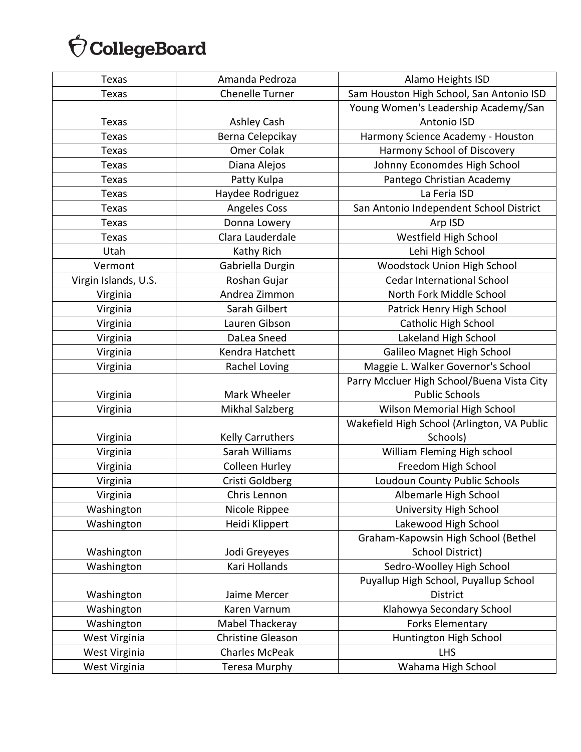| | | |
|---|---|---|
| Texas | Amanda Pedroza | Alamo Heights ISD |
| Texas | Chenelle Turner | Sam Houston High School, San Antonio ISD |
| Texas | Ashley Cash | Young Women's Leadership Academy/San Antonio ISD |
| Texas | Berna Celepcikay | Harmony Science Academy - Houston |
| Texas | Omer Colak | Harmony School of Discovery |
| Texas | Diana Alejos | Johnny Economdes High School |
| Texas | Patty Kulpa | Pantego Christian Academy |
| Texas | Haydee Rodriguez | La Feria ISD |
| Texas | Angeles Coss | San Antonio Independent School District |
| Texas | Donna Lowery | Arp ISD |
| Texas | Clara Lauderdale | Westfield High School |
| Utah | Kathy Rich | Lehi High School |
| Vermont | Gabriella Durgin | Woodstock Union High School |
| Virgin Islands, U.S. | Roshan Gujar | Cedar International School |
| Virginia | Andrea Zimmon | North Fork Middle School |
| Virginia | Sarah Gilbert | Patrick Henry High School |
| Virginia | Lauren Gibson | Catholic High School |
| Virginia | DaLea Sneed | Lakeland High School |
| Virginia | Kendra Hatchett | Galileo Magnet High School |
| Virginia | Rachel Loving | Maggie L. Walker Governor's School |
| Virginia | Mark Wheeler | Parry Mccluer High School/Buena Vista City Public Schools |
| Virginia | Mikhal Salzberg | Wilson Memorial High School |
| Virginia | Kelly Carruthers | Wakefield High School (Arlington, VA Public Schools) |
| Virginia | Sarah Williams | William Fleming High school |
| Virginia | Colleen Hurley | Freedom High School |
| Virginia | Cristi Goldberg | Loudoun County Public Schools |
| Virginia | Chris Lennon | Albemarle High School |
| Washington | Nicole Rippee | University High School |
| Washington | Heidi Klippert | Lakewood High School |
| Washington | Jodi Greyeyes | Graham-Kapowsin High School (Bethel School District) |
| Washington | Kari Hollands | Sedro-Woolley High School |
| Washington | Jaime Mercer | Puyallup High School, Puyallup School District |
| Washington | Karen Varnum | Klahowya Secondary School |
| Washington | Mabel Thackeray | Forks Elementary |
| West Virginia | Christine Gleason | Huntington High School |
| West Virginia | Charles McPeak | LHS |
| West Virginia | Teresa Murphy | Wahama High School |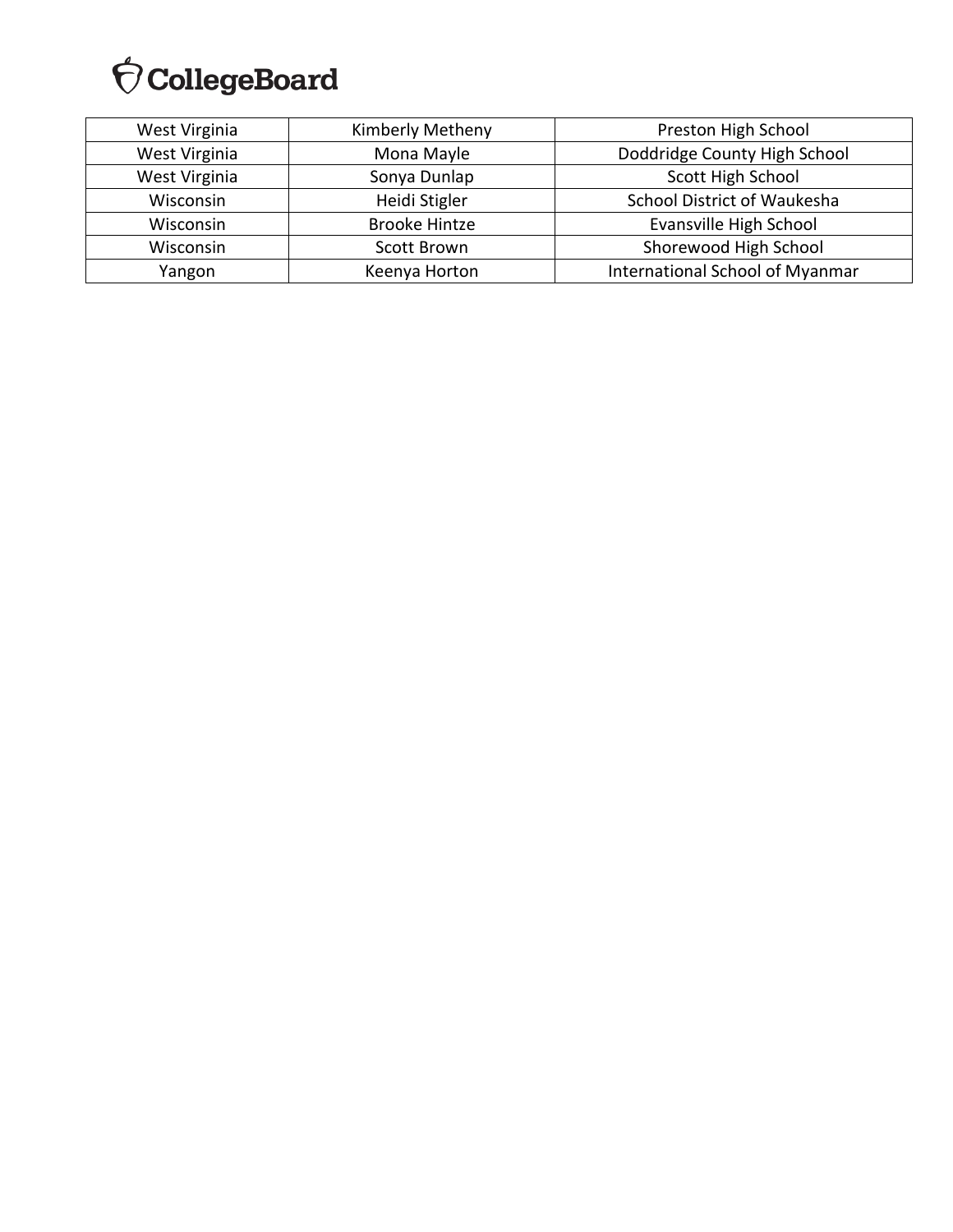| | | |
|---|---|---|
| West Virginia | Kimberly Metheny | Preston High School |
| West Virginia | Mona Mayle | Doddridge County High School |
| West Virginia | Sonya Dunlap | Scott High School |
| Wisconsin | Heidi Stigler | School District of Waukesha |
| Wisconsin | Brooke Hintze | Evansville High School |
| Wisconsin | Scott Brown | Shorewood High School |
| Yangon | Keenya Horton | International School of Myanmar |